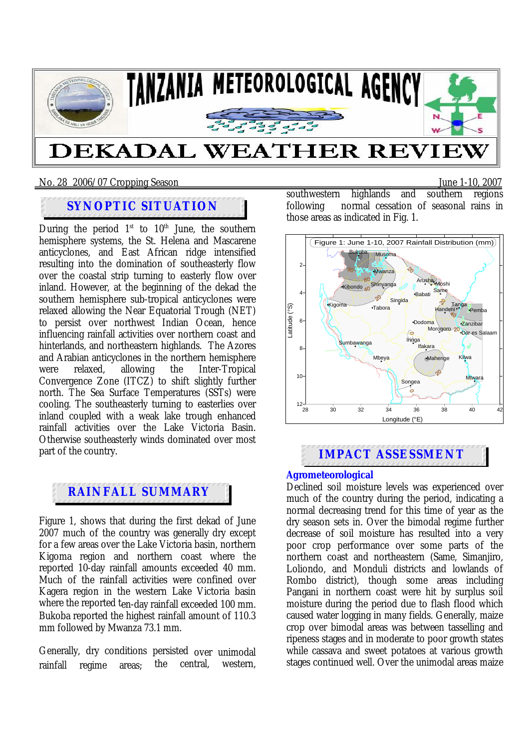# TANZANIA METEOROLOGICAL AGENCY

# DEKADAL WEATHER REVIEW

No. 28 2006/07 Cropping Season June 1-10, 2007

## SYNOPTIC SITUATION

During the period 1st to 10th June, the southern hemisphere systems, the St. Helena and Mascarene anticyclones, and East African ridge intensified resulting into the domination of southeasterly flow over the coastal strip turning to easterly flow over inland. However, at the beginning of the dekad the southern hemisphere sub-tropical anticyclones were relaxed allowing the Near Equatorial Trough (NET) to persist over northwest Indian Ocean, hence influencing rainfall activities over northern coast and hinterlands, and northeastern highlands. The Azores and Arabian anticyclones in the northern hemisphere were relaxed, allowing the Inter-Tropical Convergence Zone (ITCZ) to shift slightly further north. The Sea Surface Temperatures (SSTs) were cooling. The southeasterly turning to easterlies over inland coupled with a weak lake trough enhanced rainfall activities over the Lake Victoria Basin. Otherwise southeasterly winds dominated over most part of the country.

## RAINFALL SUMMARY

Figure 1, shows that during the first dekad of June 2007 much of the country was generally dry except for a few areas over the Lake Victoria basin, northern Kigoma region and northern coast where the reported 10-day rainfall amounts exceeded 40 mm. Much of the rainfall activities were confined over Kagera region in the western Lake Victoria basin where the reported ten-day rainfall exceeded 100 mm. Bukoba reported the highest rainfall amount of 110.3 mm followed by Mwanza 73.1 mm.

Generally, dry conditions persisted over unimodal rainfall regime areas; the central, western, southwestern highlands and southern regions following normal cessation of seasonal rains in those areas as indicated in Fig. 1.

Figure 1: June 1-10, 2007 Rainfall Distribution (mm)

## IMPACT ASSESSMENT

### Agrometeorological

Declined soil moisture levels was experienced over much of the country during the period, indicating a normal decreasing trend for this time of year as the dry season sets in. Over the bimodal regime further decrease of soil moisture has resulted into a very poor crop performance over some parts of the northern coast and northeastern (Same, Simanjiro, Loliondo, and Monduli districts and lowlands of Rombo district), though some areas including Pangani in northern coast were hit by surplus soil moisture during the period due to flash flood which caused water logging in many fields. Generally, maize crop over bimodal areas was between tasselling and ripeness stages and in moderate to poor growth states while cassava and sweet potatoes at various growth stages continued well. Over the unimodal areas maize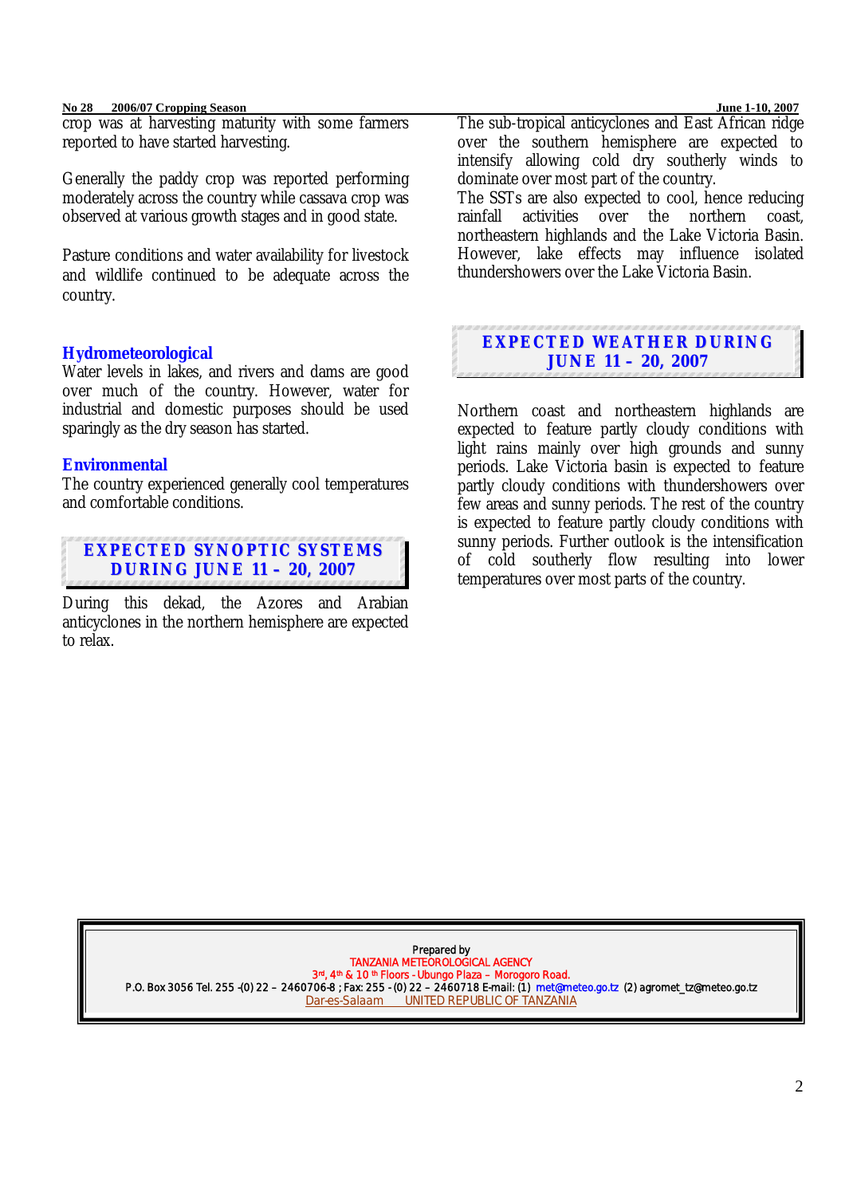crop was at harvesting maturity with some farmers reported to have started harvesting.

Generally the paddy crop was reported performing moderately across the country while cassava crop was observed at various growth stages and in good state.

Pasture conditions and water availability for livestock and wildlife continued to be adequate across the country.

## Hydrometeorological

Water levels in lakes, and rivers and dams are good over much of the country. However, water for industrial and domestic purposes should be used sparingly as the dry season has started.

## Environmental

The country experienced generally cool temperatures and comfortable conditions.

## EXPECTED SYNOPTIC SYSTEMS DURING JUNE 11 – 20, 2007

During this dekad, the Azores and Arabian anticyclones in the northern hemisphere are expected to relax.

The sub-tropical anticyclones and East African ridge over the southern hemisphere are expected to intensify allowing cold dry southerly winds to dominate over most part of the country.

The SSTs are also expected to cool, hence reducing rainfall activities over the northern coast, northeastern highlands and the Lake Victoria Basin. However, lake effects may influence isolated thundershowers over the Lake Victoria Basin.

## EXPECTED WEATHER DURING JUNE 11 – 20, 2007

Northern coast and northeastern highlands are expected to feature partly cloudy conditions with light rains mainly over high grounds and sunny periods. Lake Victoria basin is expected to feature partly cloudy conditions with thundershowers over few areas and sunny periods. The rest of the country is expected to feature partly cloudy conditions with sunny periods. Further outlook is the intensification of cold southerly flow resulting into lower temperatures over most parts of the country.

Prepared by
TANZANIA METEOROLOGICAL AGENCY
3rd, 4th & 10th Floors - Ubungo Plaza – Morogoro Road.
P.O. Box 3056 Tel. 255 -(0) 22 – 2460706-8 ; Fax: 255 - (0) 22 – 2460718 E-mail: (1) met@meteo.go.tz (2) agromet_tz@meteo.go.tz
Dar-es-Salaam UNITED REPUBLIC OF TANZANIA